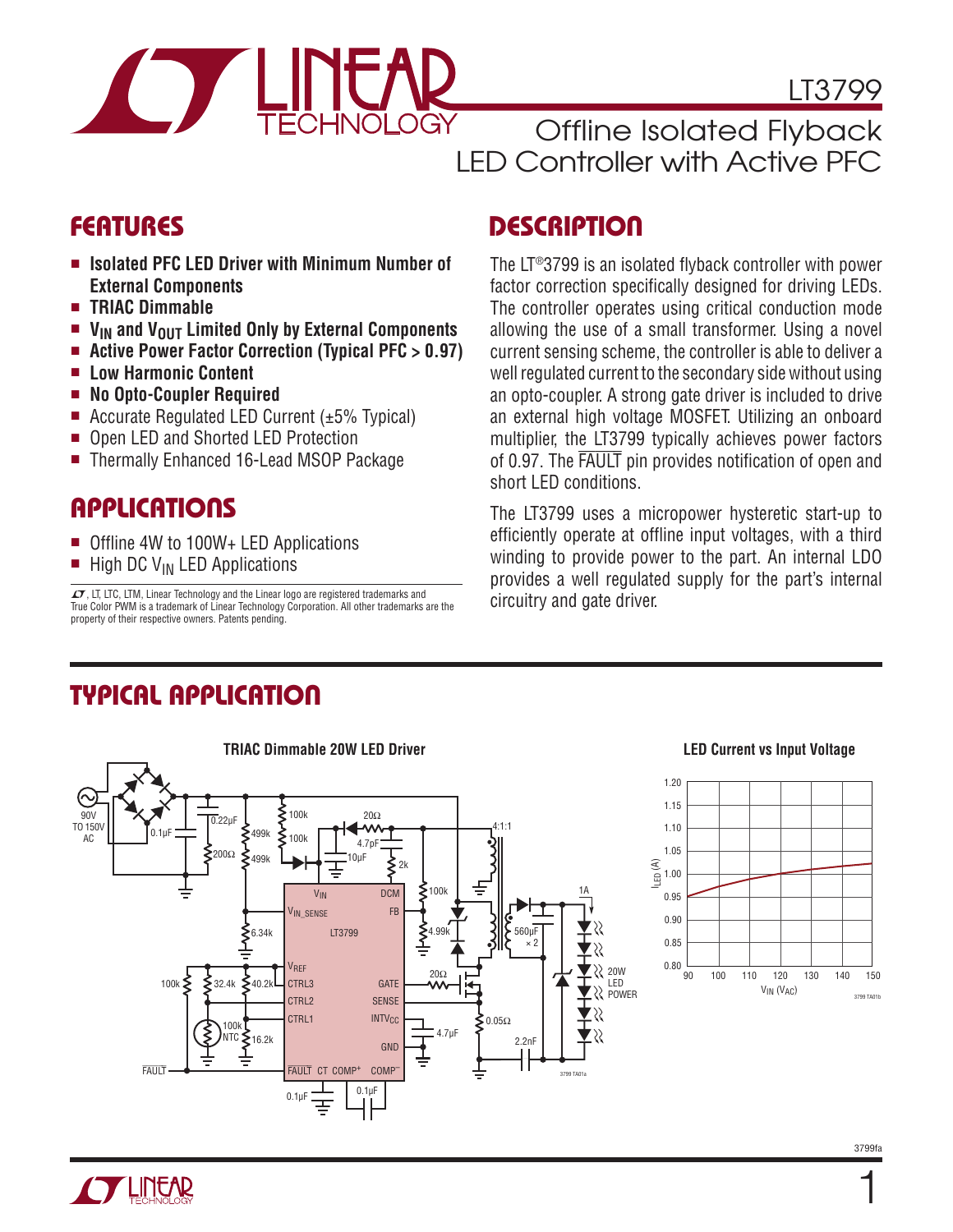# LT3799

## Offline Isolated Flyback LED Controller with Active PFC

## FEATURES

- **Isolated PFC LED Driver with Minimum Number of External Components**
- **TRIAC Dimmable**
- **$V_{IN}$ and $V_{OUT}$ Limited Only by External Components**
- **Active Power Factor Correction (Typical PFC > 0.97)**
- **Low Harmonic Content**
- **No Opto-Coupler Required**
- Accurate Regulated LED Current (±5% Typical)
- Open LED and Shorted LED Protection
- Thermally Enhanced 16-Lead MSOP Package

## APPLICATIONS

- Offline 4W to 100W+ LED Applications
- High DC $V_{IN}$ LED Applications

LT, LTC, LTM, Linear Technology and the Linear logo are registered trademarks and True Color PWM is a trademark of Linear Technology Corporation. All other trademarks are the property of their respective owners. Patents pending.

## DESCRIPTION

The LT®3799 is an isolated flyback controller with power factor correction specifically designed for driving LEDs. The controller operates using critical conduction mode allowing the use of a small transformer. Using a novel current sensing scheme, the controller is able to deliver a well regulated current to the secondary side without using an opto-coupler. A strong gate driver is included to drive an external high voltage MOSFET. Utilizing an onboard multiplier, the LT3799 typically achieves power factors of 0.97. The FAULT pin provides notification of open and short LED conditions.

The LT3799 uses a micropower hysteretic start-up to efficiently operate at offline input voltages, with a third winding to provide power to the part. An internal LDO provides a well regulated supply for the part's internal circuitry and gate driver.

## TYPICAL APPLICATION

TRIAC Dimmable 20W LED Driver

LED Current vs Input Voltage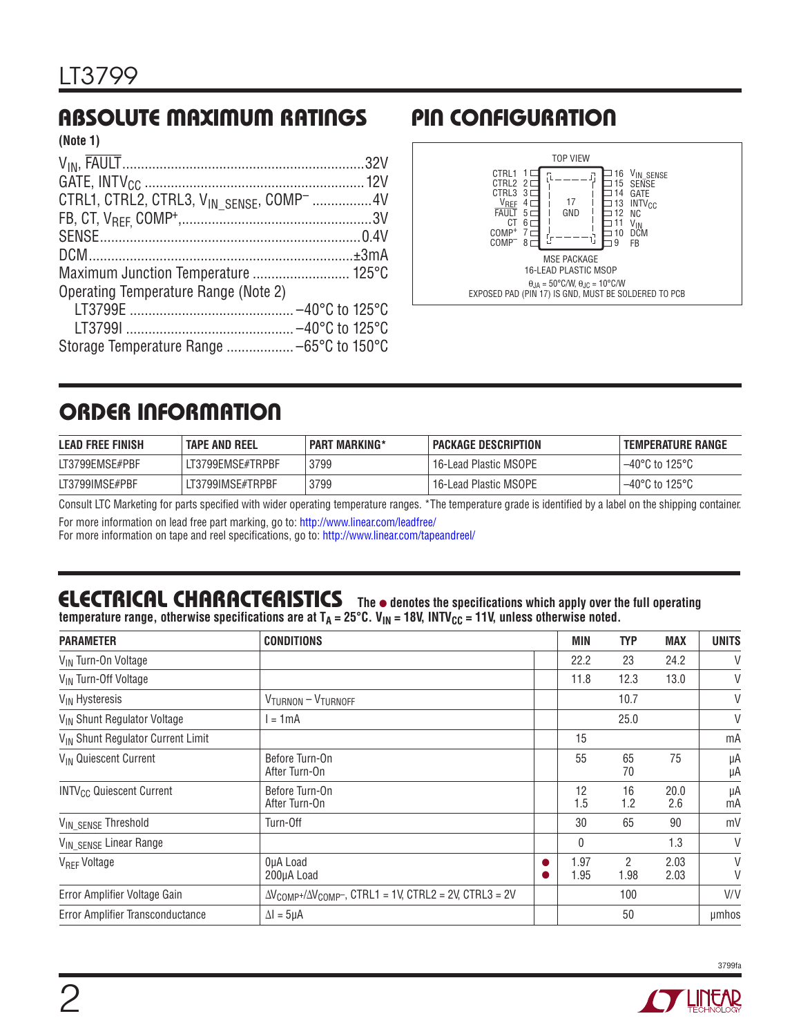## ABSOLUTE MAXIMUM RATINGS

**(Note 1)**

$V_{IN}$, $\overline{FAULT}$ ................................................................32V
GATE, $INTV_{CC}$ ..........................................................12V
CTRL1, CTRL2, CTRL3, $V_{IN\_SENSE}$, $COMP^-$ ................4V
FB, CT, $V_{REF}$, $COMP^+$,..................................................3V
SENSE.....................................................................0.4V
DCM......................................................................±3mA
Maximum Junction Temperature .......................... 125°C
Operating Temperature Range (Note 2)
  LT3799E ............................................ –40°C to 125°C
  LT3799I ............................................. –40°C to 125°C
Storage Temperature Range .................. –65°C to 150°C

## PIN CONFIGURATION

TOP VIEW

| Pin | Name | Pin | Name |
|---|---|---|---|
| 1 | CTRL1 | 16 | $V_{IN\_SENSE}$ |
| 2 | CTRL2 | 15 | SENSE |
| 3 | CTRL3 | 14 | GATE |
| 4 | $V_{REF}$ | 13 | $INTV_{CC}$ |
| 5 | $\overline{FAULT}$ | 12 | NC |
| 6 | CT | 11 | $V_{IN}$ |
| 7 | $COMP^+$ | 10 | DCM |
| 8 | $COMP^-$ | 9 | FB |

17 GND

MSE PACKAGE
16-LEAD PLASTIC MSOP
$\theta_{JA}$ = 50°C/W, $\theta_{JC}$ = 10°C/W
EXPOSED PAD (PIN 17) IS GND, MUST BE SOLDERED TO PCB

## ORDER INFORMATION

| LEAD FREE FINISH | TAPE AND REEL | PART MARKING* | PACKAGE DESCRIPTION | TEMPERATURE RANGE |
|---|---|---|---|---|
| LT3799EMSE#PBF | LT3799EMSE#TRPBF | 3799 | 16-Lead Plastic MSOPE | –40°C to 125°C |
| LT3799IMSE#PBF | LT3799IMSE#TRPBF | 3799 | 16-Lead Plastic MSOPE | –40°C to 125°C |

Consult LTC Marketing for parts specified with wider operating temperature ranges. *The temperature grade is identified by a label on the shipping container.

For more information on lead free part marking, go to: http://www.linear.com/leadfree/
For more information on tape and reel specifications, go to: http://www.linear.com/tapeandreel/

## ELECTRICAL CHARACTERISTICS

**The ● denotes the specifications which apply over the full operating temperature range, otherwise specifications are at $T_A$ = 25°C. $V_{IN}$ = 18V, $INTV_{CC}$ = 11V, unless otherwise noted.**

| PARAMETER | CONDITIONS | | MIN | TYP | MAX | UNITS |
|---|---|---|---|---|---|---|
| $V_{IN}$ Turn-On Voltage | | | 22.2 | 23 | 24.2 | V |
| $V_{IN}$ Turn-Off Voltage | | | 11.8 | 12.3 | 13.0 | V |
| $V_{IN}$ Hysteresis | $V_{TURNON} - V_{TURNOFF}$ | | | 10.7 | | V |
| $V_{IN}$ Shunt Regulator Voltage | I = 1mA | | | 25.0 | | V |
| $V_{IN}$ Shunt Regulator Current Limit | | | 15 | | | mA |
| $V_{IN}$ Quiescent Current | Before Turn-On<br>After Turn-On | | 55 | 65<br>70 | 75 | μA<br>μA |
| $INTV_{CC}$ Quiescent Current | Before Turn-On<br>After Turn-On | | 12<br>1.5 | 16<br>1.2 | 20.0<br>2.6 | μA<br>mA |
| $V_{IN\_SENSE}$ Threshold | Turn-Off | | 30 | 65 | 90 | mV |
| $V_{IN\_SENSE}$ Linear Range | | | 0 | | 1.3 | V |
| $V_{REF}$ Voltage | 0μA Load<br>200μA Load | ●<br>● | 1.97<br>1.95 | 2<br>1.98 | 2.03<br>2.03 | V<br>V |
| Error Amplifier Voltage Gain | $\Delta V_{COMP^+}/\Delta V_{COMP^-}$, CTRL1 = 1V, CTRL2 = 2V, CTRL3 = 2V | | | 100 | | V/V |
| Error Amplifier Transconductance | ΔI = 5μA | | | 50 | | μmhos |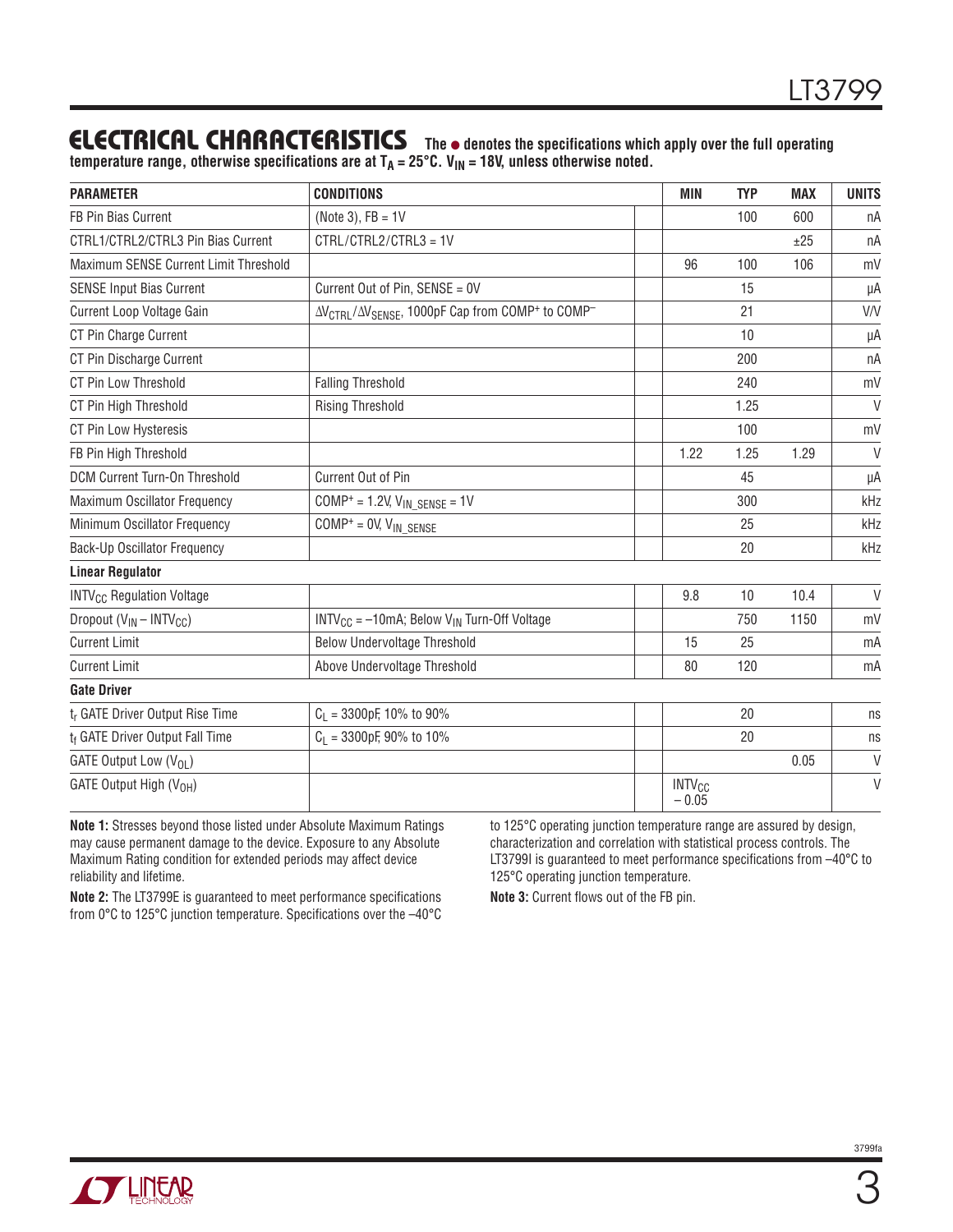## ELECTRICAL CHARACTERISTICS

**The ● denotes the specifications which apply over the full operating temperature range, otherwise specifications are at $T_A$ = 25°C. $V_{IN}$ = 18V, unless otherwise noted.**

| PARAMETER | CONDITIONS | | MIN | TYP | MAX | UNITS |
|---|---|---|---|---|---|---|
| FB Pin Bias Current | (Note 3), FB = 1V | | | 100 | 600 | nA |
| CTRL1/CTRL2/CTRL3 Pin Bias Current | CTRL/CTRL2/CTRL3 = 1V | | | | ±25 | nA |
| Maximum SENSE Current Limit Threshold | | | 96 | 100 | 106 | mV |
| SENSE Input Bias Current | Current Out of Pin, SENSE = 0V | | | 15 | | µA |
| Current Loop Voltage Gain | $\Delta V_{CTRL}/\Delta V_{SENSE}$, 1000pF Cap from $COMP^+$ to $COMP^-$ | | | 21 | | V/V |
| CT Pin Charge Current | | | | 10 | | µA |
| CT Pin Discharge Current | | | | 200 | | nA |
| CT Pin Low Threshold | Falling Threshold | | | 240 | | mV |
| CT Pin High Threshold | Rising Threshold | | | 1.25 | | V |
| CT Pin Low Hysteresis | | | | 100 | | mV |
| FB Pin High Threshold | | | 1.22 | 1.25 | 1.29 | V |
| DCM Current Turn-On Threshold | Current Out of Pin | | | 45 | | µA |
| Maximum Oscillator Frequency | $COMP^+$ = 1.2V, $V_{IN\_SENSE}$ = 1V | | | 300 | | kHz |
| Minimum Oscillator Frequency | $COMP^+$ = 0V, $V_{IN\_SENSE}$ | | | 25 | | kHz |
| Back-Up Oscillator Frequency | | | | 20 | | kHz |
| **Linear Regulator** | | | | | | |
| $INTV_{CC}$ Regulation Voltage | | | 9.8 | 10 | 10.4 | V |
| Dropout ($V_{IN}$ – $INTV_{CC}$) | $INTV_{CC}$ = –10mA; Below $V_{IN}$ Turn-Off Voltage | | | 750 | 1150 | mV |
| Current Limit | Below Undervoltage Threshold | | 15 | 25 | | mA |
| Current Limit | Above Undervoltage Threshold | | 80 | 120 | | mA |
| **Gate Driver** | | | | | | |
| $t_r$ GATE Driver Output Rise Time | $C_L$ = 3300pF, 10% to 90% | | | 20 | | ns |
| $t_f$ GATE Driver Output Fall Time | $C_L$ = 3300pF, 90% to 10% | | | 20 | | ns |
| GATE Output Low ($V_{OL}$) | | | | | 0.05 | V |
| GATE Output High ($V_{OH}$) | | | $INTV_{CC}$ – 0.05 | | | V |

**Note 1:** Stresses beyond those listed under Absolute Maximum Ratings may cause permanent damage to the device. Exposure to any Absolute Maximum Rating condition for extended periods may affect device reliability and lifetime.

**Note 2:** The LT3799E is guaranteed to meet performance specifications from 0°C to 125°C junction temperature. Specifications over the –40°C to 125°C operating junction temperature range are assured by design, characterization and correlation with statistical process controls. The LT3799I is guaranteed to meet performance specifications from –40°C to 125°C operating junction temperature.

**Note 3:** Current flows out of the FB pin.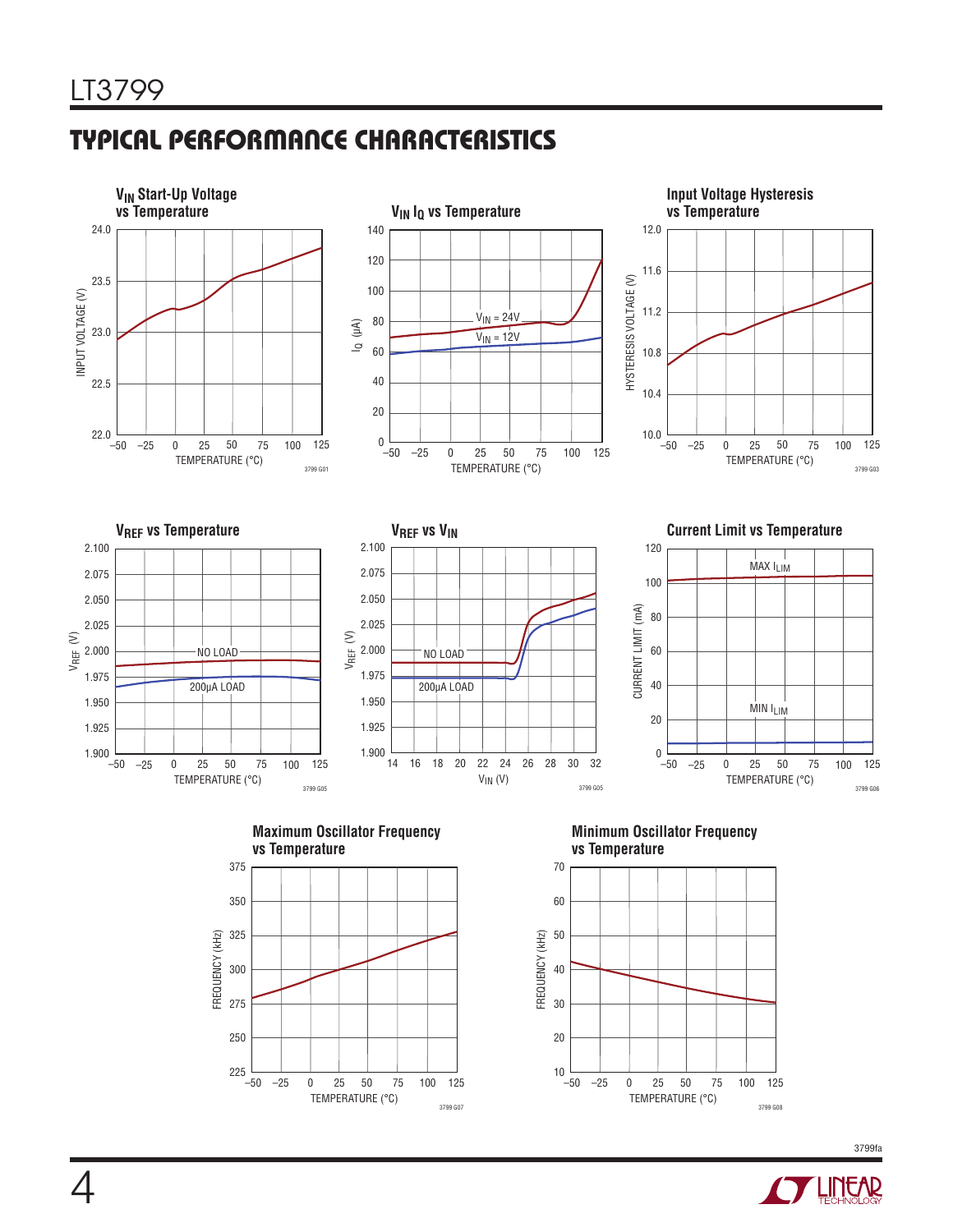## TYPICAL PERFORMANCE CHARACTERISTICS

**$V_{IN}$ Start-Up Voltage vs Temperature**

INPUT VOLTAGE (V) vs TEMPERATURE (°C)

3799 G01

**$V_{IN}$ $I_Q$ vs Temperature**

$I_Q$ (µA) vs TEMPERATURE (°C); $V_{IN}$ = 24V, $V_{IN}$ = 12V

**Input Voltage Hysteresis vs Temperature**

HYSTERESIS VOLTAGE (V) vs TEMPERATURE (°C)

3799 G03

**$V_{REF}$ vs Temperature**

$V_{REF}$ (V) vs TEMPERATURE (°C); NO LOAD, 200µA LOAD

3799 G05

**$V_{REF}$ vs $V_{IN}$**

$V_{REF}$ (V) vs $V_{IN}$ (V); NO LOAD, 200µA LOAD

3799 G05

**Current Limit vs Temperature**

CURRENT LIMIT (mA) vs TEMPERATURE (°C); MAX $I_{LIM}$, MIN $I_{LIM}$

3799 G06

**Maximum Oscillator Frequency vs Temperature**

FREQUENCY (kHz) vs TEMPERATURE (°C)

3799 G07

**Minimum Oscillator Frequency vs Temperature**

FREQUENCY (kHz) vs TEMPERATURE (°C)

3799 G08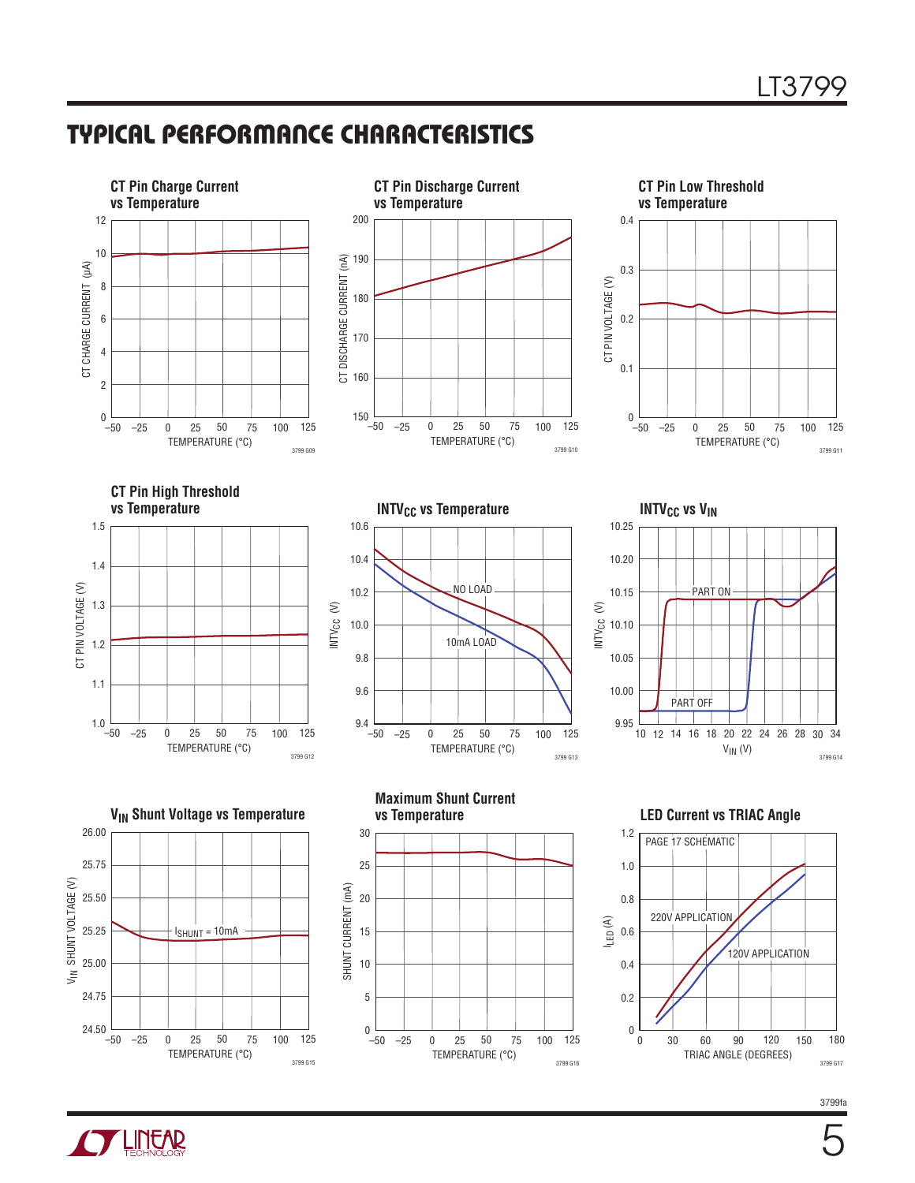## TYPICAL PERFORMANCE CHARACTERISTICS

**CT Pin Charge Current vs Temperature**

CT CHARGE CURRENT (μA) vs TEMPERATURE (°C)

3799 G09

**CT Pin Discharge Current vs Temperature**

CT DISCHARGE CURRENT (nA) vs TEMPERATURE (°C)

3799 G10

**CT Pin Low Threshold vs Temperature**

CT PIN VOLTAGE (V) vs TEMPERATURE (°C)

3799 G11

**CT Pin High Threshold vs Temperature**

CT PIN VOLTAGE (V) vs TEMPERATURE (°C)

3799 G12

**$INTV_{CC}$ vs Temperature**

$INTV_{CC}$ (V) vs TEMPERATURE (°C)

NO LOAD

10mA LOAD

3799 G13

**$INTV_{CC}$ vs $V_{IN}$**

$INTV_{CC}$ (V) vs $V_{IN}$ (V)

PART ON

PART OFF

3799 G14

**$V_{IN}$ Shunt Voltage vs Temperature**

$V_{IN}$ SHUNT VOLTAGE (V) vs TEMPERATURE (°C)

$I_{SHUNT}$ = 10mA

3799 G15

**Maximum Shunt Current vs Temperature**

SHUNT CURRENT (mA) vs TEMPERATURE (°C)

3799 G16

**LED Current vs TRIAC Angle**

$I_{LED}$ (A) vs TRIAC ANGLE (DEGREES)

PAGE 17 SCHEMATIC

220V APPLICATION

120V APPLICATION

3799 G17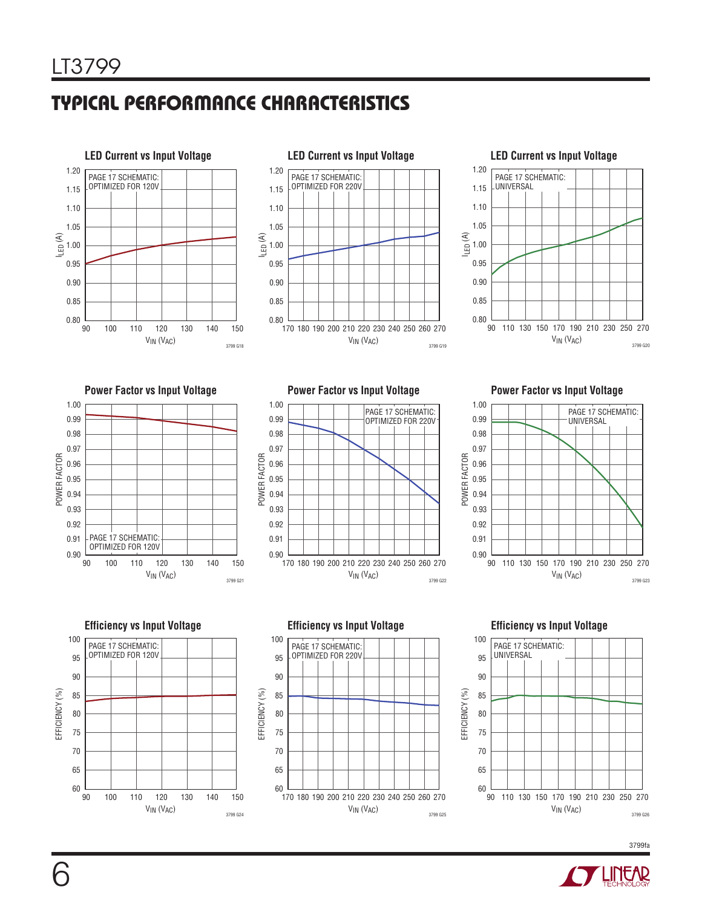## TYPICAL PERFORMANCE CHARACTERISTICS

**LED Current vs Input Voltage**

PAGE 17 SCHEMATIC: OPTIMIZED FOR 120V

$I_{LED}$ (A) vs $V_{IN}$ ($V_{AC}$)

3799 G18

**LED Current vs Input Voltage**

PAGE 17 SCHEMATIC: OPTIMIZED FOR 220V

$I_{LED}$ (A) vs $V_{IN}$ ($V_{AC}$)

3799 G19

**LED Current vs Input Voltage**

PAGE 17 SCHEMATIC: UNIVERSAL

$I_{LED}$ (A) vs $V_{IN}$ ($V_{AC}$)

3799 G20

**Power Factor vs Input Voltage**

PAGE 17 SCHEMATIC: OPTIMIZED FOR 120V

POWER FACTOR vs $V_{IN}$ ($V_{AC}$)

3799 G21

**Power Factor vs Input Voltage**

PAGE 17 SCHEMATIC: OPTIMIZED FOR 220V

POWER FACTOR vs $V_{IN}$ ($V_{AC}$)

3799 G22

**Power Factor vs Input Voltage**

PAGE 17 SCHEMATIC: UNIVERSAL

POWER FACTOR vs $V_{IN}$ ($V_{AC}$)

3799 G23

**Efficiency vs Input Voltage**

PAGE 17 SCHEMATIC: OPTIMIZED FOR 120V

EFFICIENCY (%) vs $V_{IN}$ ($V_{AC}$)

3799 G24

**Efficiency vs Input Voltage**

PAGE 17 SCHEMATIC: OPTIMIZED FOR 220V

EFFICIENCY (%) vs $V_{IN}$ ($V_{AC}$)

3799 G25

**Efficiency vs Input Voltage**

PAGE 17 SCHEMATIC: UNIVERSAL

EFFICIENCY (%) vs $V_{IN}$ ($V_{AC}$)

3799 G26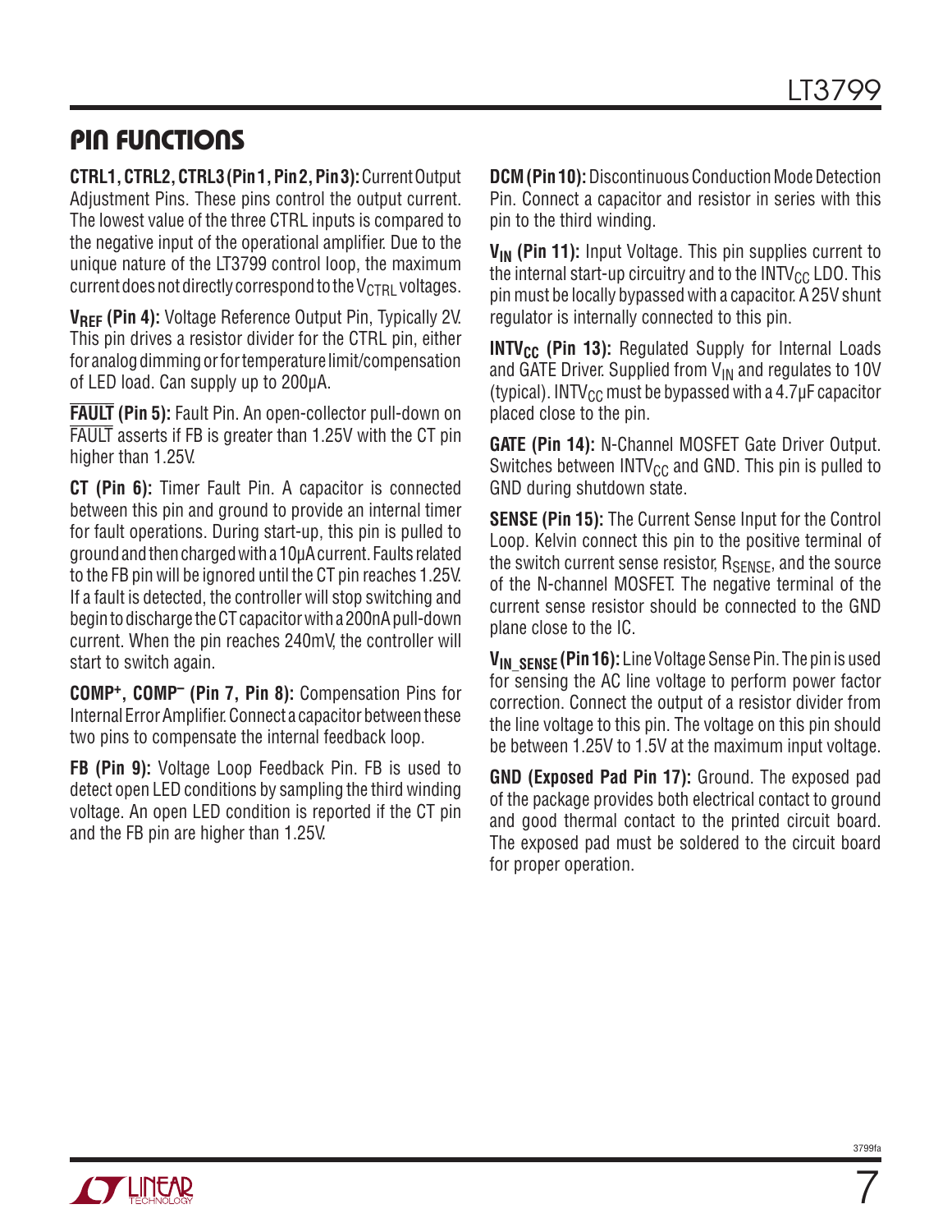## PIN FUNCTIONS

**CTRL1, CTRL2, CTRL3 (Pin 1, Pin 2, Pin 3):** Current Output Adjustment Pins. These pins control the output current. The lowest value of the three CTRL inputs is compared to the negative input of the operational amplifier. Due to the unique nature of the LT3799 control loop, the maximum current does not directly correspond to the $V_{CTRL}$ voltages.

**$V_{REF}$ (Pin 4):** Voltage Reference Output Pin, Typically 2V. This pin drives a resistor divider for the CTRL pin, either for analog dimming or for temperature limit/compensation of LED load. Can supply up to 200μA.

**$\overline{\text{FAULT}}$ (Pin 5):** Fault Pin. An open-collector pull-down on $\overline{\text{FAULT}}$ asserts if FB is greater than 1.25V with the CT pin higher than 1.25V.

**CT (Pin 6):** Timer Fault Pin. A capacitor is connected between this pin and ground to provide an internal timer for fault operations. During start-up, this pin is pulled to ground and then charged with a 10μA current. Faults related to the FB pin will be ignored until the CT pin reaches 1.25V. If a fault is detected, the controller will stop switching and begin to discharge the CT capacitor with a 200nA pull-down current. When the pin reaches 240mV, the controller will start to switch again.

**$COMP^+$, $COMP^–$ (Pin 7, Pin 8):** Compensation Pins for Internal Error Amplifier. Connect a capacitor between these two pins to compensate the internal feedback loop.

**FB (Pin 9):** Voltage Loop Feedback Pin. FB is used to detect open LED conditions by sampling the third winding voltage. An open LED condition is reported if the CT pin and the FB pin are higher than 1.25V.

**DCM (Pin 10):** Discontinuous Conduction Mode Detection Pin. Connect a capacitor and resistor in series with this pin to the third winding.

**$V_{IN}$ (Pin 11):** Input Voltage. This pin supplies current to the internal start-up circuitry and to the $INTV_{CC}$ LDO. This pin must be locally bypassed with a capacitor. A 25V shunt regulator is internally connected to this pin.

**$INTV_{CC}$ (Pin 13):** Regulated Supply for Internal Loads and GATE Driver. Supplied from $V_{IN}$ and regulates to 10V (typical). $INTV_{CC}$ must be bypassed with a 4.7μF capacitor placed close to the pin.

**GATE (Pin 14):** N-Channel MOSFET Gate Driver Output. Switches between $INTV_{CC}$ and GND. This pin is pulled to GND during shutdown state.

**SENSE (Pin 15):** The Current Sense Input for the Control Loop. Kelvin connect this pin to the positive terminal of the switch current sense resistor, $R_{SENSE}$, and the source of the N-channel MOSFET. The negative terminal of the current sense resistor should be connected to the GND plane close to the IC.

**$V_{IN\_SENSE}$ (Pin 16):** Line Voltage Sense Pin. The pin is used for sensing the AC line voltage to perform power factor correction. Connect the output of a resistor divider from the line voltage to this pin. The voltage on this pin should be between 1.25V to 1.5V at the maximum input voltage.

**GND (Exposed Pad Pin 17):** Ground. The exposed pad of the package provides both electrical contact to ground and good thermal contact to the printed circuit board. The exposed pad must be soldered to the circuit board for proper operation.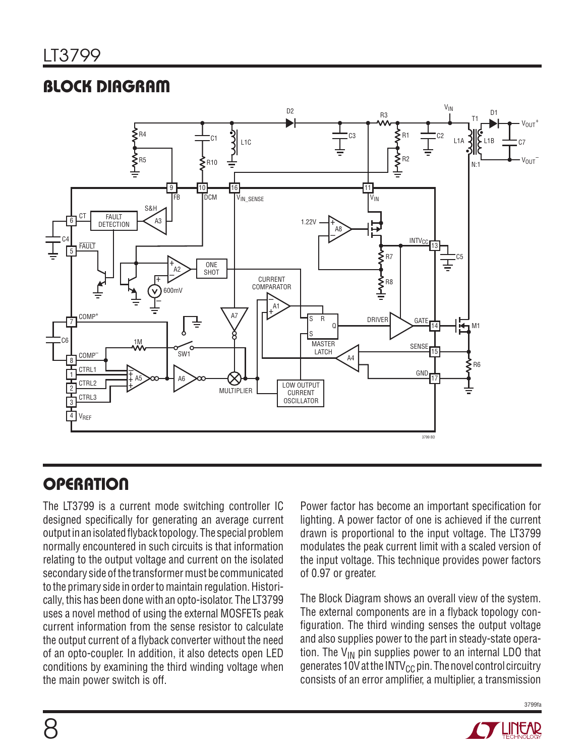## BLOCK DIAGRAM

## OPERATION

The LT3799 is a current mode switching controller IC designed specifically for generating an average current output in an isolated flyback topology. The special problem normally encountered in such circuits is that information relating to the output voltage and current on the isolated secondary side of the transformer must be communicated to the primary side in order to maintain regulation. Historically, this has been done with an opto-isolator. The LT3799 uses a novel method of using the external MOSFETs peak current information from the sense resistor to calculate the output current of a flyback converter without the need of an opto-coupler. In addition, it also detects open LED conditions by examining the third winding voltage when the main power switch is off.

Power factor has become an important specification for lighting. A power factor of one is achieved if the current drawn is proportional to the input voltage. The LT3799 modulates the peak current limit with a scaled version of the input voltage. This technique provides power factors of 0.97 or greater.

The Block Diagram shows an overall view of the system. The external components are in a flyback topology configuration. The third winding senses the output voltage and also supplies power to the part in steady-state operation. The $V_{IN}$ pin supplies power to an internal LDO that generates 10V at the $INTV_{CC}$ pin. The novel control circuitry consists of an error amplifier, a multiplier, a transmission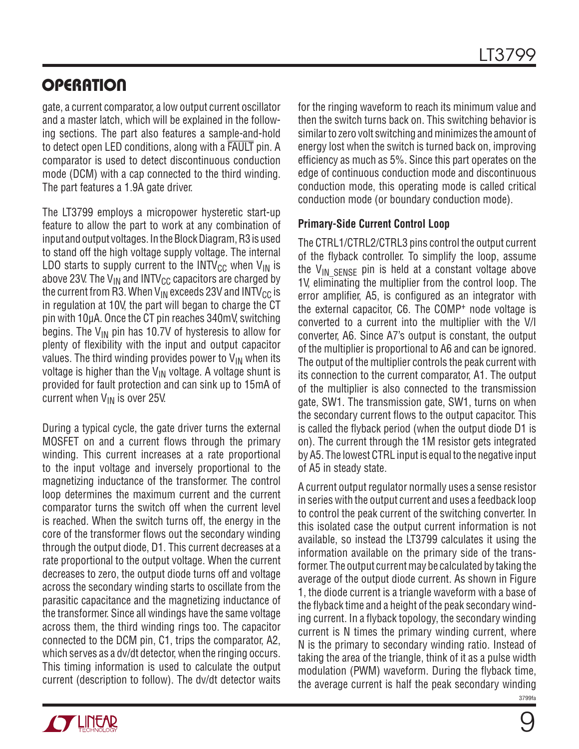## OPERATION

gate, a current comparator, a low output current oscillator and a master latch, which will be explained in the following sections. The part also features a sample-and-hold to detect open LED conditions, along with a $\overline{FAULT}$ pin. A comparator is used to detect discontinuous conduction mode (DCM) with a cap connected to the third winding. The part features a 1.9A gate driver.

The LT3799 employs a micropower hysteretic start-up feature to allow the part to work at any combination of input and output voltages. In the Block Diagram, R3 is used to stand off the high voltage supply voltage. The internal LDO starts to supply current to the $INTV_{CC}$ when $V_{IN}$ is above 23V. The $V_{IN}$ and $INTV_{CC}$ capacitors are charged by the current from R3. When $V_{IN}$ exceeds 23V and $INTV_{CC}$ is in regulation at 10V, the part will began to charge the CT pin with 10µA. Once the CT pin reaches 340mV, switching begins. The $V_{IN}$ pin has 10.7V of hysteresis to allow for plenty of flexibility with the input and output capacitor values. The third winding provides power to $V_{IN}$ when its voltage is higher than the $V_{IN}$ voltage. A voltage shunt is provided for fault protection and can sink up to 15mA of current when $V_{IN}$ is over 25V.

During a typical cycle, the gate driver turns the external MOSFET on and a current flows through the primary winding. This current increases at a rate proportional to the input voltage and inversely proportional to the magnetizing inductance of the transformer. The control loop determines the maximum current and the current comparator turns the switch off when the current level is reached. When the switch turns off, the energy in the core of the transformer flows out the secondary winding through the output diode, D1. This current decreases at a rate proportional to the output voltage. When the current decreases to zero, the output diode turns off and voltage across the secondary winding starts to oscillate from the parasitic capacitance and the magnetizing inductance of the transformer. Since all windings have the same voltage across them, the third winding rings too. The capacitor connected to the DCM pin, C1, trips the comparator, A2, which serves as a dv/dt detector, when the ringing occurs. This timing information is used to calculate the output current (description to follow). The dv/dt detector waits for the ringing waveform to reach its minimum value and then the switch turns back on. This switching behavior is similar to zero volt switching and minimizes the amount of energy lost when the switch is turned back on, improving efficiency as much as 5%. Since this part operates on the edge of continuous conduction mode and discontinuous conduction mode, this operating mode is called critical conduction mode (or boundary conduction mode).

### Primary-Side Current Control Loop

The CTRL1/CTRL2/CTRL3 pins control the output current of the flyback controller. To simplify the loop, assume the $V_{IN\_SENSE}$ pin is held at a constant voltage above 1V, eliminating the multiplier from the control loop. The error amplifier, A5, is configured as an integrator with the external capacitor, C6. The $COMP^+$ node voltage is converted to a current into the multiplier with the V/I converter, A6. Since A7's output is constant, the output of the multiplier is proportional to A6 and can be ignored. The output of the multiplier controls the peak current with its connection to the current comparator, A1. The output of the multiplier is also connected to the transmission gate, SW1. The transmission gate, SW1, turns on when the secondary current flows to the output capacitor. This is called the flyback period (when the output diode D1 is on). The current through the 1M resistor gets integrated by A5. The lowest CTRL input is equal to the negative input of A5 in steady state.

A current output regulator normally uses a sense resistor in series with the output current and uses a feedback loop to control the peak current of the switching converter. In this isolated case the output current information is not available, so instead the LT3799 calculates it using the information available on the primary side of the transformer. The output current may be calculated by taking the average of the output diode current. As shown in Figure 1, the diode current is a triangle waveform with a base of the flyback time and a height of the peak secondary winding current. In a flyback topology, the secondary winding current is N times the primary winding current, where N is the primary to secondary winding ratio. Instead of taking the area of the triangle, think of it as a pulse width modulation (PWM) waveform. During the flyback time, the average current is half the peak secondary winding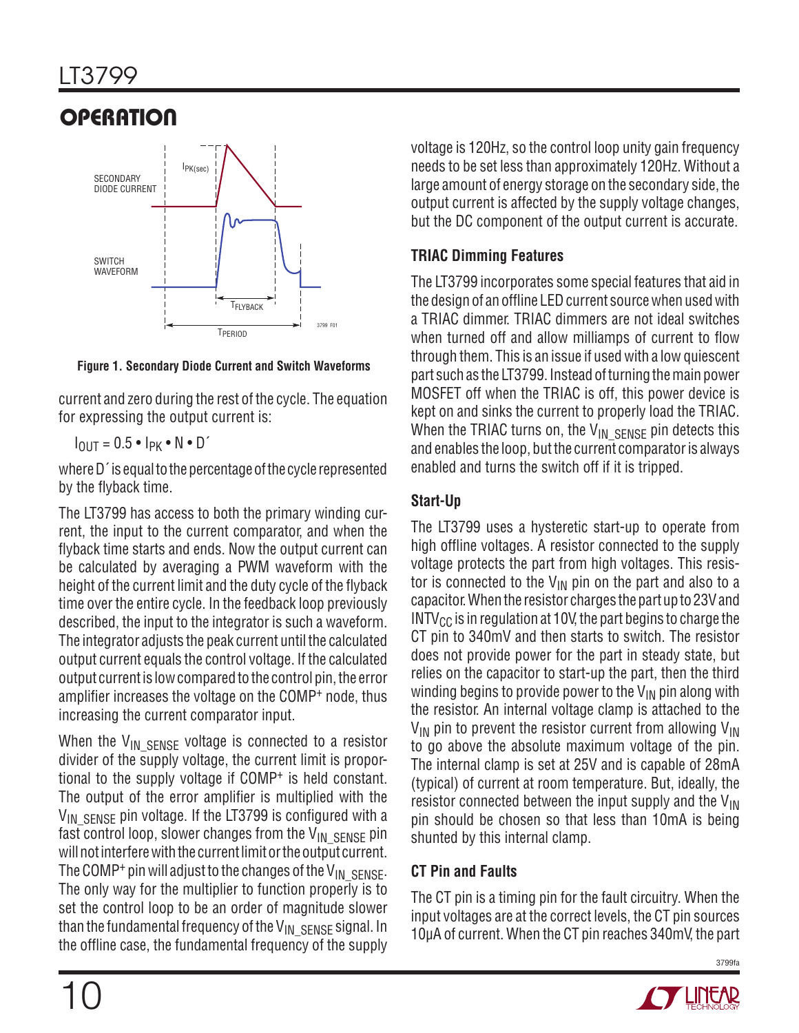## OPERATION

Figure 1. Secondary Diode Current and Switch Waveforms

current and zero during the rest of the cycle. The equation for expressing the output current is:

$$I_{OUT} = 0.5 \bullet I_{PK} \bullet N \bullet D'$$

where D´ is equal to the percentage of the cycle represented by the flyback time.

The LT3799 has access to both the primary winding current, the input to the current comparator, and when the flyback time starts and ends. Now the output current can be calculated by averaging a PWM waveform with the height of the current limit and the duty cycle of the flyback time over the entire cycle. In the feedback loop previously described, the input to the integrator is such a waveform. The integrator adjusts the peak current until the calculated output current equals the control voltage. If the calculated output current is low compared to the control pin, the error amplifier increases the voltage on the $COMP^+$ node, thus increasing the current comparator input.

When the $V_{IN\_SENSE}$ voltage is connected to a resistor divider of the supply voltage, the current limit is proportional to the supply voltage if $COMP^+$ is held constant. The output of the error amplifier is multiplied with the $V_{IN\_SENSE}$ pin voltage. If the LT3799 is configured with a fast control loop, slower changes from the $V_{IN\_SENSE}$ pin will not interfere with the current limit or the output current. The $COMP^+$ pin will adjust to the changes of the $V_{IN\_SENSE}$. The only way for the multiplier to function properly is to set the control loop to be an order of magnitude slower than the fundamental frequency of the $V_{IN\_SENSE}$ signal. In the offline case, the fundamental frequency of the supply voltage is 120Hz, so the control loop unity gain frequency needs to be set less than approximately 120Hz. Without a large amount of energy storage on the secondary side, the output current is affected by the supply voltage changes, but the DC component of the output current is accurate.

### TRIAC Dimming Features

The LT3799 incorporates some special features that aid in the design of an offline LED current source when used with a TRIAC dimmer. TRIAC dimmers are not ideal switches when turned off and allow milliamps of current to flow through them. This is an issue if used with a low quiescent part such as the LT3799. Instead of turning the main power MOSFET off when the TRIAC is off, this power device is kept on and sinks the current to properly load the TRIAC. When the TRIAC turns on, the $V_{IN\_SENSE}$ pin detects this and enables the loop, but the current comparator is always enabled and turns the switch off if it is tripped.

### Start-Up

The LT3799 uses a hysteretic start-up to operate from high offline voltages. A resistor connected to the supply voltage protects the part from high voltages. This resistor is connected to the $V_{IN}$ pin on the part and also to a capacitor. When the resistor charges the part up to 23V and $INTV_{CC}$ is in regulation at 10V, the part begins to charge the CT pin to 340mV and then starts to switch. The resistor does not provide power for the part in steady state, but relies on the capacitor to start-up the part, then the third winding begins to provide power to the $V_{IN}$ pin along with the resistor. An internal voltage clamp is attached to the $V_{IN}$ pin to prevent the resistor current from allowing $V_{IN}$ to go above the absolute maximum voltage of the pin. The internal clamp is set at 25V and is capable of 28mA (typical) of current at room temperature. But, ideally, the resistor connected between the input supply and the $V_{IN}$ pin should be chosen so that less than 10mA is being shunted by this internal clamp.

### CT Pin and Faults

The CT pin is a timing pin for the fault circuitry. When the input voltages are at the correct levels, the CT pin sources 10µA of current. When the CT pin reaches 340mV, the part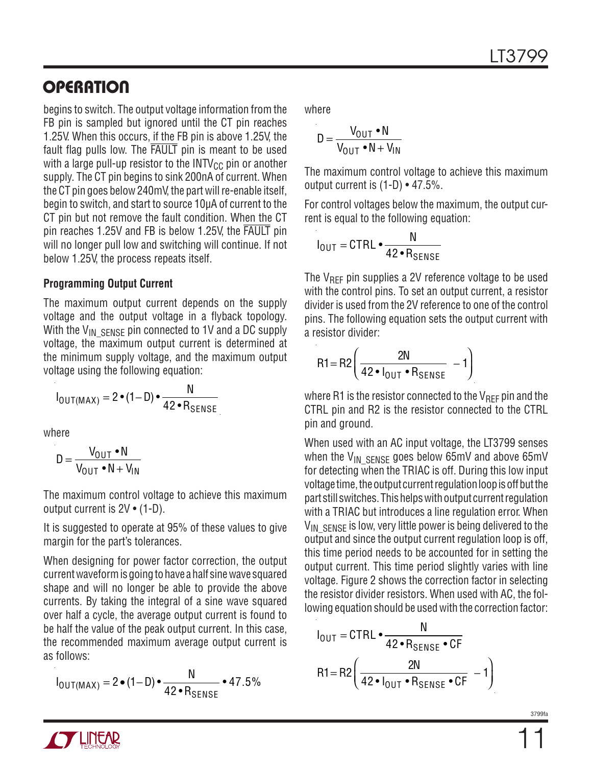## OPERATION

begins to switch. The output voltage information from the FB pin is sampled but ignored until the CT pin reaches 1.25V. When this occurs, if the FB pin is above 1.25V, the fault flag pulls low. The $\overline{FAULT}$ pin is meant to be used with a large pull-up resistor to the $INTV_{CC}$ pin or another supply. The CT pin begins to sink 200nA of current. When the CT pin goes below 240mV, the part will re-enable itself, begin to switch, and start to source 10μA of current to the CT pin but not remove the fault condition. When the CT pin reaches 1.25V and FB is below 1.25V, the $\overline{FAULT}$ pin will no longer pull low and switching will continue. If not below 1.25V, the process repeats itself.

### Programming Output Current

The maximum output current depends on the supply voltage and the output voltage in a flyback topology. With the $V_{IN\_SENSE}$ pin connected to 1V and a DC supply voltage, the maximum output current is determined at the minimum supply voltage, and the maximum output voltage using the following equation:

$$I_{OUT(MAX)} = 2 \bullet (1-D) \bullet \frac{N}{42 \bullet R_{SENSE}}$$

where

$$D = \frac{V_{OUT} \bullet N}{V_{OUT} \bullet N + V_{IN}}$$

The maximum control voltage to achieve this maximum output current is 2V • (1-D).

It is suggested to operate at 95% of these values to give margin for the part's tolerances.

When designing for power factor correction, the output current waveform is going to have a half sine wave squared shape and will no longer be able to provide the above currents. By taking the integral of a sine wave squared over half a cycle, the average output current is found to be half the value of the peak output current. In this case, the recommended maximum average output current is as follows:

$$I_{OUT(MAX)} = 2 \bullet (1-D) \bullet \frac{N}{42 \bullet R_{SENSE}} \bullet 47.5\%$$

where

$$D = \frac{V_{OUT} \bullet N}{V_{OUT} \bullet N + V_{IN}}$$

The maximum control voltage to achieve this maximum output current is (1-D) • 47.5%.

For control voltages below the maximum, the output current is equal to the following equation:

$$I_{OUT} = CTRL \bullet \frac{N}{42 \bullet R_{SENSE}}$$

The $V_{REF}$ pin supplies a 2V reference voltage to be used with the control pins. To set an output current, a resistor divider is used from the 2V reference to one of the control pins. The following equation sets the output current with a resistor divider:

$$R1 = R2\left(\frac{2N}{42 \bullet I_{OUT} \bullet R_{SENSE}} - 1\right)$$

where R1 is the resistor connected to the $V_{REF}$ pin and the CTRL pin and R2 is the resistor connected to the CTRL pin and ground.

When used with an AC input voltage, the LT3799 senses when the $V_{IN\_SENSE}$ goes below 65mV and above 65mV for detecting when the TRIAC is off. During this low input voltage time, the output current regulation loop is off but the part still switches. This helps with output current regulation with a TRIAC but introduces a line regulation error. When $V_{IN\_SENSE}$ is low, very little power is being delivered to the output and since the output current regulation loop is off, this time period needs to be accounted for in setting the output current. This time period slightly varies with line voltage. Figure 2 shows the correction factor in selecting the resistor divider resistors. When used with AC, the following equation should be used with the correction factor:

$$I_{OUT} = CTRL \bullet \frac{N}{42 \bullet R_{SENSE} \bullet CF}$$

$$R1 = R2\left(\frac{2N}{42 \bullet I_{OUT} \bullet R_{SENSE} \bullet CF} - 1\right)$$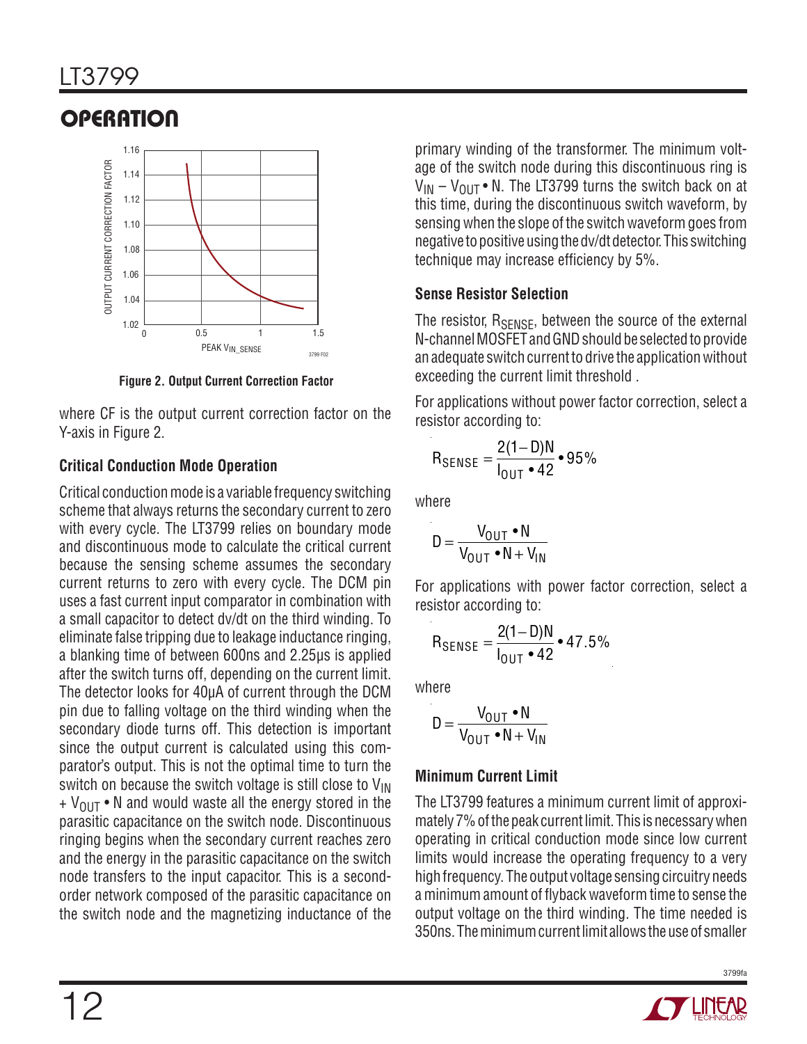## OPERATION

Figure 2. Output Current Correction Factor

where CF is the output current correction factor on the Y-axis in Figure 2.

### Critical Conduction Mode Operation

Critical conduction mode is a variable frequency switching scheme that always returns the secondary current to zero with every cycle. The LT3799 relies on boundary mode and discontinuous mode to calculate the critical current because the sensing scheme assumes the secondary current returns to zero with every cycle. The DCM pin uses a fast current input comparator in combination with a small capacitor to detect dv/dt on the third winding. To eliminate false tripping due to leakage inductance ringing, a blanking time of between 600ns and 2.25μs is applied after the switch turns off, depending on the current limit. The detector looks for 40μA of current through the DCM pin due to falling voltage on the third winding when the secondary diode turns off. This detection is important since the output current is calculated using this comparator's output. This is not the optimal time to turn the switch on because the switch voltage is still close to $V_{IN} + V_{OUT} \bullet N$ and would waste all the energy stored in the parasitic capacitance on the switch node. Discontinuous ringing begins when the secondary current reaches zero and the energy in the parasitic capacitance on the switch node transfers to the input capacitor. This is a second-order network composed of the parasitic capacitance on the switch node and the magnetizing inductance of the primary winding of the transformer. The minimum voltage of the switch node during this discontinuous ring is $V_{IN} – V_{OUT} \bullet N$. The LT3799 turns the switch back on at this time, during the discontinuous switch waveform, by sensing when the slope of the switch waveform goes from negative to positive using the dv/dt detector. This switching technique may increase efficiency by 5%.

### Sense Resistor Selection

The resistor, $R_{SENSE}$, between the source of the external N-channel MOSFET and GND should be selected to provide an adequate switch current to drive the application without exceeding the current limit threshold .

For applications without power factor correction, select a resistor according to:

$$R_{SENSE} = \frac{2(1-D)N}{I_{OUT} \bullet 42} \bullet 95\%$$

where

$$D = \frac{V_{OUT} \bullet N}{V_{OUT} \bullet N + V_{IN}}$$

For applications with power factor correction, select a resistor according to:

$$R_{SENSE} = \frac{2(1-D)N}{I_{OUT} \bullet 42} \bullet 47.5\%$$

where

$$D = \frac{V_{OUT} \bullet N}{V_{OUT} \bullet N + V_{IN}}$$

### Minimum Current Limit

The LT3799 features a minimum current limit of approximately 7% of the peak current limit. This is necessary when operating in critical conduction mode since low current limits would increase the operating frequency to a very high frequency. The output voltage sensing circuitry needs a minimum amount of flyback waveform time to sense the output voltage on the third winding. The time needed is 350ns. The minimum current limit allows the use of smaller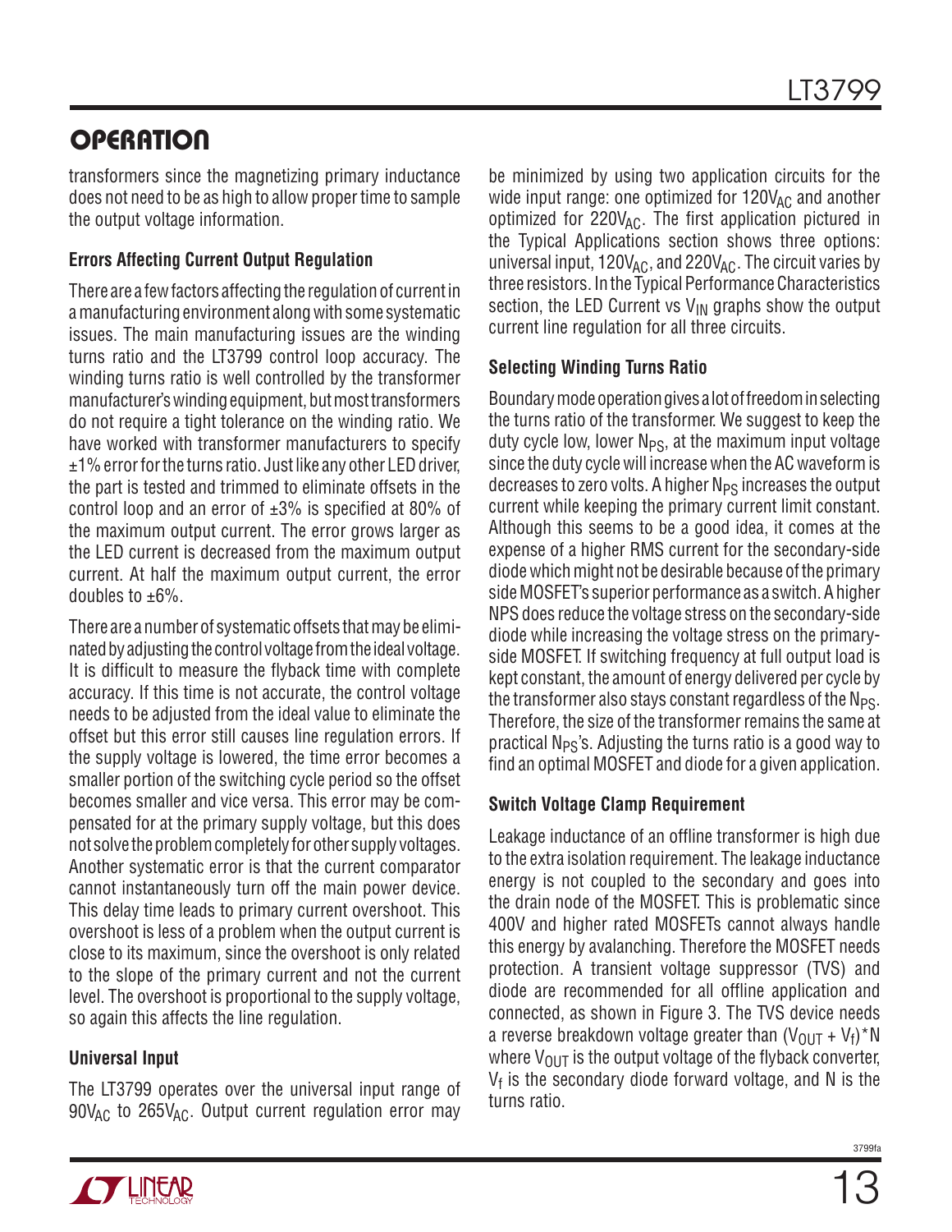## OPERATION

transformers since the magnetizing primary inductance does not need to be as high to allow proper time to sample the output voltage information.

### Errors Affecting Current Output Regulation

There are a few factors affecting the regulation of current in a manufacturing environment along with some systematic issues. The main manufacturing issues are the winding turns ratio and the LT3799 control loop accuracy. The winding turns ratio is well controlled by the transformer manufacturer's winding equipment, but most transformers do not require a tight tolerance on the winding ratio. We have worked with transformer manufacturers to specify ±1% error for the turns ratio. Just like any other LED driver, the part is tested and trimmed to eliminate offsets in the control loop and an error of ±3% is specified at 80% of the maximum output current. The error grows larger as the LED current is decreased from the maximum output current. At half the maximum output current, the error doubles to ±6%.

There are a number of systematic offsets that may be eliminated by adjusting the control voltage from the ideal voltage. It is difficult to measure the flyback time with complete accuracy. If this time is not accurate, the control voltage needs to be adjusted from the ideal value to eliminate the offset but this error still causes line regulation errors. If the supply voltage is lowered, the time error becomes a smaller portion of the switching cycle period so the offset becomes smaller and vice versa. This error may be compensated for at the primary supply voltage, but this does not solve the problem completely for other supply voltages. Another systematic error is that the current comparator cannot instantaneously turn off the main power device. This delay time leads to primary current overshoot. This overshoot is less of a problem when the output current is close to its maximum, since the overshoot is only related to the slope of the primary current and not the current level. The overshoot is proportional to the supply voltage, so again this affects the line regulation.

### Universal Input

The LT3799 operates over the universal input range of $90V_{AC}$ to $265V_{AC}$. Output current regulation error may be minimized by using two application circuits for the wide input range: one optimized for $120V_{AC}$ and another optimized for $220V_{AC}$. The first application pictured in the Typical Applications section shows three options: universal input, $120V_{AC}$, and $220V_{AC}$. The circuit varies by three resistors. In the Typical Performance Characteristics section, the LED Current vs $V_{IN}$ graphs show the output current line regulation for all three circuits.

### Selecting Winding Turns Ratio

Boundary mode operation gives a lot of freedom in selecting the turns ratio of the transformer. We suggest to keep the duty cycle low, lower $N_{PS}$, at the maximum input voltage since the duty cycle will increase when the AC waveform is decreases to zero volts. A higher $N_{PS}$ increases the output current while keeping the primary current limit constant. Although this seems to be a good idea, it comes at the expense of a higher RMS current for the secondary-side diode which might not be desirable because of the primary side MOSFET's superior performance as a switch. A higher NPS does reduce the voltage stress on the secondary-side diode while increasing the voltage stress on the primary-side MOSFET. If switching frequency at full output load is kept constant, the amount of energy delivered per cycle by the transformer also stays constant regardless of the $N_{PS}$. Therefore, the size of the transformer remains the same at practical $N_{PS}$'s. Adjusting the turns ratio is a good way to find an optimal MOSFET and diode for a given application.

### Switch Voltage Clamp Requirement

Leakage inductance of an offline transformer is high due to the extra isolation requirement. The leakage inductance energy is not coupled to the secondary and goes into the drain node of the MOSFET. This is problematic since 400V and higher rated MOSFETs cannot always handle this energy by avalanching. Therefore the MOSFET needs protection. A transient voltage suppressor (TVS) and diode are recommended for all offline application and connected, as shown in Figure 3. The TVS device needs a reverse breakdown voltage greater than $(V_{OUT} + V_f)*N$ where $V_{OUT}$ is the output voltage of the flyback converter, $V_f$ is the secondary diode forward voltage, and N is the turns ratio.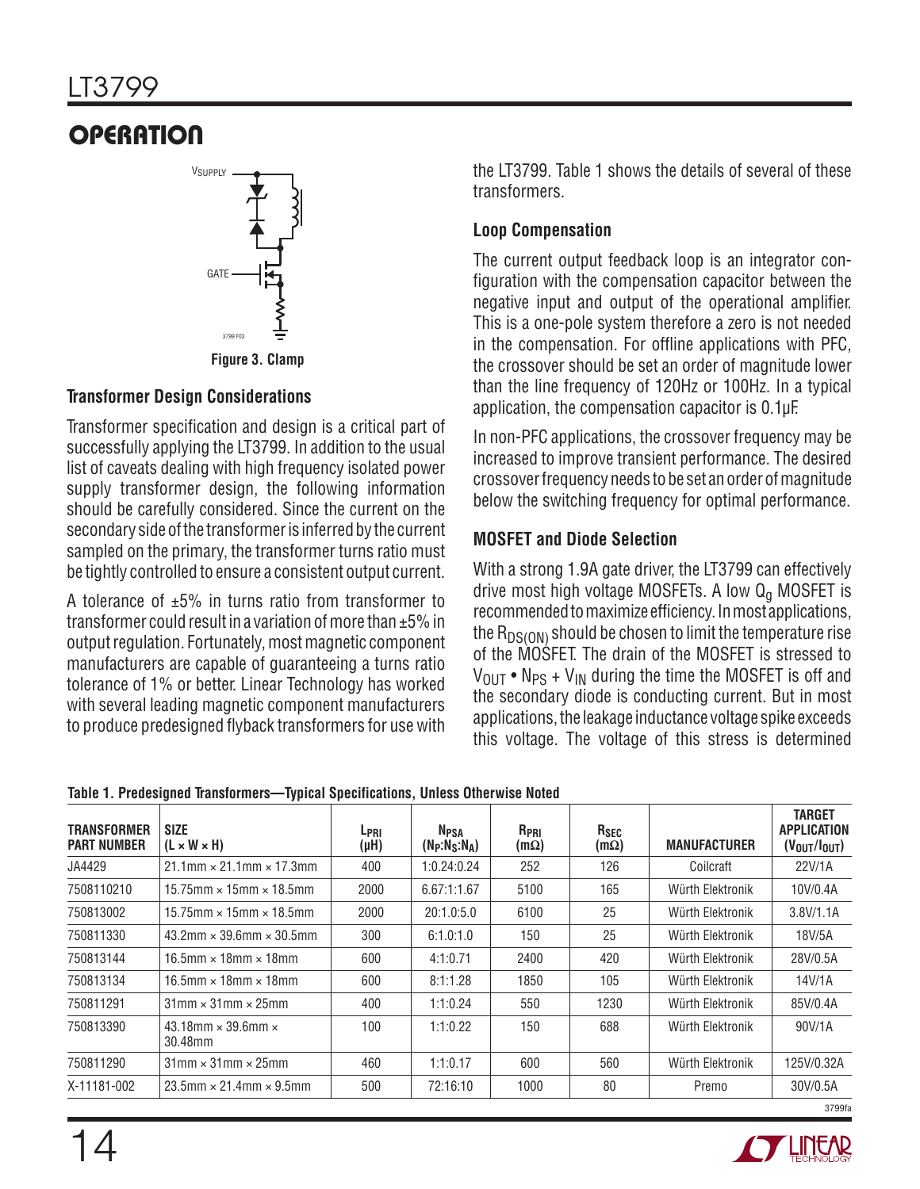## OPERATION

Figure 3. Clamp

### Transformer Design Considerations

Transformer specification and design is a critical part of successfully applying the LT3799. In addition to the usual list of caveats dealing with high frequency isolated power supply transformer design, the following information should be carefully considered. Since the current on the secondary side of the transformer is inferred by the current sampled on the primary, the transformer turns ratio must be tightly controlled to ensure a consistent output current.

A tolerance of ±5% in turns ratio from transformer to transformer could result in a variation of more than ±5% in output regulation. Fortunately, most magnetic component manufacturers are capable of guaranteeing a turns ratio tolerance of 1% or better. Linear Technology has worked with several leading magnetic component manufacturers to produce predesigned flyback transformers for use with the LT3799. Table 1 shows the details of several of these transformers.

### Loop Compensation

The current output feedback loop is an integrator configuration with the compensation capacitor between the negative input and output of the operational amplifier. This is a one-pole system therefore a zero is not needed in the compensation. For offline applications with PFC, the crossover should be set an order of magnitude lower than the line frequency of 120Hz or 100Hz. In a typical application, the compensation capacitor is 0.1µF.

In non-PFC applications, the crossover frequency may be increased to improve transient performance. The desired crossover frequency needs to be set an order of magnitude below the switching frequency for optimal performance.

### MOSFET and Diode Selection

With a strong 1.9A gate driver, the LT3799 can effectively drive most high voltage MOSFETs. A low $Q_g$ MOSFET is recommended to maximize efficiency. In most applications, the $R_{DS(ON)}$ should be chosen to limit the temperature rise of the MOSFET. The drain of the MOSFET is stressed to $V_{OUT} \bullet N_{PS} + V_{IN}$ during the time the MOSFET is off and the secondary diode is conducting current. But in most applications, the leakage inductance voltage spike exceeds this voltage. The voltage of this stress is determined

**Table 1. Predesigned Transformers—Typical Specifications, Unless Otherwise Noted**

| TRANSFORMER PART NUMBER | SIZE (L × W × H) | $L_{PRI}$ (µH) | $N_{PSA}$ ($N_P$:$N_S$:$N_A$) | $R_{PRI}$ (mΩ) | $R_{SEC}$ (mΩ) | MANUFACTURER | TARGET APPLICATION ($V_{OUT}$/$I_{OUT}$) |
|---|---|---|---|---|---|---|---|
| JA4429 | 21.1mm × 21.1mm × 17.3mm | 400 | 1:0.24:0.24 | 252 | 126 | Coilcraft | 22V/1A |
| 7508110210 | 15.75mm × 15mm × 18.5mm | 2000 | 6.67:1:1.67 | 5100 | 165 | Würth Elektronik | 10V/0.4A |
| 750813002 | 15.75mm × 15mm × 18.5mm | 2000 | 20:1.0:5.0 | 6100 | 25 | Würth Elektronik | 3.8V/1.1A |
| 750811330 | 43.2mm × 39.6mm × 30.5mm | 300 | 6:1.0:1.0 | 150 | 25 | Würth Elektronik | 18V/5A |
| 750813144 | 16.5mm × 18mm × 18mm | 600 | 4:1:0.71 | 2400 | 420 | Würth Elektronik | 28V/0.5A |
| 750813134 | 16.5mm × 18mm × 18mm | 600 | 8:1:1.28 | 1850 | 105 | Würth Elektronik | 14V/1A |
| 750811291 | 31mm × 31mm × 25mm | 400 | 1:1:0.24 | 550 | 1230 | Würth Elektronik | 85V/0.4A |
| 750813390 | 43.18mm × 39.6mm × 30.48mm | 100 | 1:1:0.22 | 150 | 688 | Würth Elektronik | 90V/1A |
| 750811290 | 31mm × 31mm × 25mm | 460 | 1:1:0.17 | 600 | 560 | Würth Elektronik | 125V/0.32A |
| X-11181-002 | 23.5mm × 21.4mm × 9.5mm | 500 | 72:16:10 | 1000 | 80 | Premo | 30V/0.5A |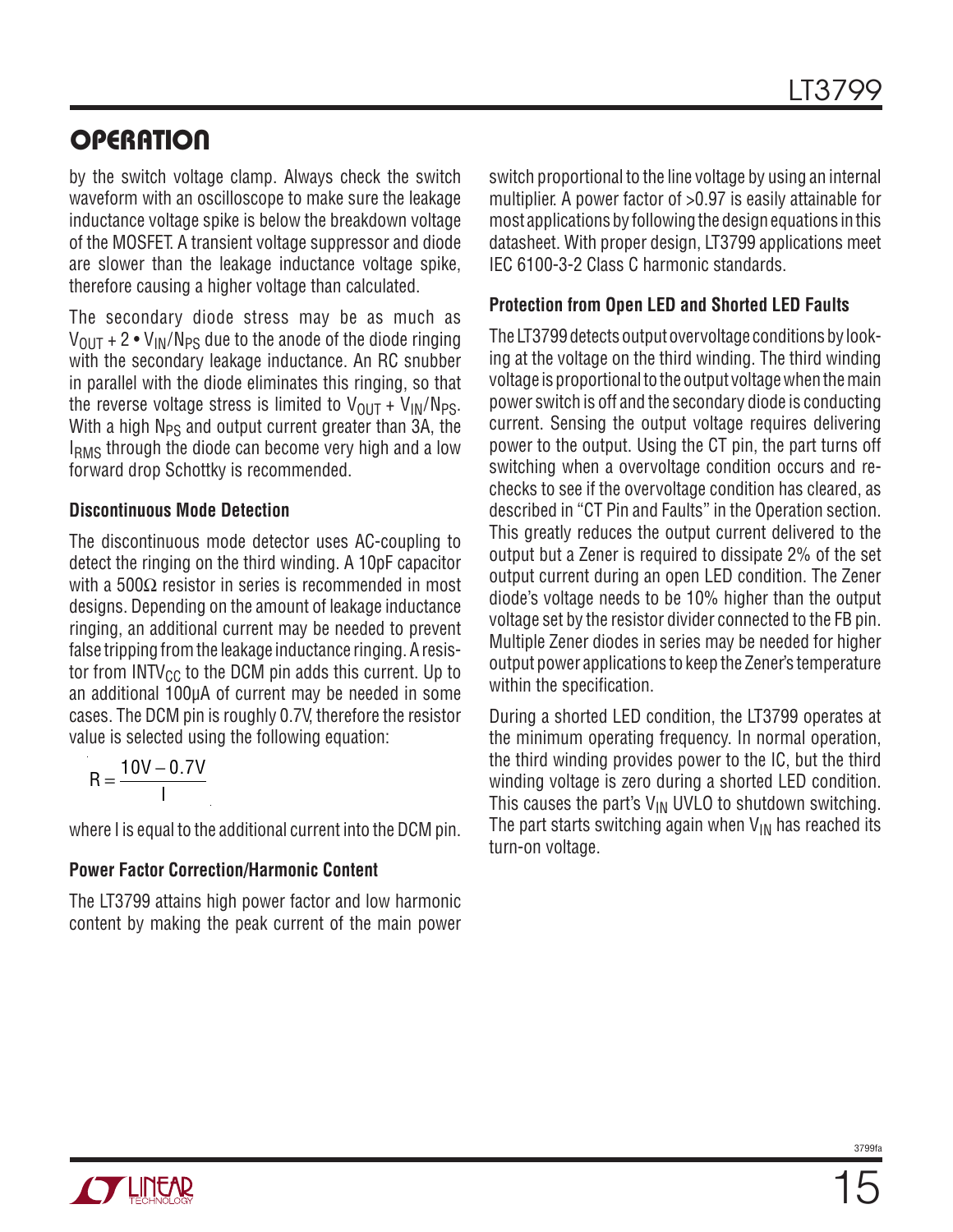# OPERATION

by the switch voltage clamp. Always check the switch waveform with an oscilloscope to make sure the leakage inductance voltage spike is below the breakdown voltage of the MOSFET. A transient voltage suppressor and diode are slower than the leakage inductance voltage spike, therefore causing a higher voltage than calculated.

The secondary diode stress may be as much as $V_{OUT} + 2 \cdot V_{IN}/N_{PS}$ due to the anode of the diode ringing with the secondary leakage inductance. An RC snubber in parallel with the diode eliminates this ringing, so that the reverse voltage stress is limited to $V_{OUT} + V_{IN}/N_{PS}$. With a high $N_{PS}$ and output current greater than 3A, the $I_{RMS}$ through the diode can become very high and a low forward drop Schottky is recommended.

### Discontinuous Mode Detection

The discontinuous mode detector uses AC-coupling to detect the ringing on the third winding. A 10pF capacitor with a 500Ω resistor in series is recommended in most designs. Depending on the amount of leakage inductance ringing, an additional current may be needed to prevent false tripping from the leakage inductance ringing. A resistor from $INTV_{CC}$ to the DCM pin adds this current. Up to an additional 100µA of current may be needed in some cases. The DCM pin is roughly 0.7V, therefore the resistor value is selected using the following equation:

$$R = \frac{10V - 0.7V}{I}$$

where I is equal to the additional current into the DCM pin.

### Power Factor Correction/Harmonic Content

The LT3799 attains high power factor and low harmonic content by making the peak current of the main power switch proportional to the line voltage by using an internal multiplier. A power factor of >0.97 is easily attainable for most applications by following the design equations in this datasheet. With proper design, LT3799 applications meet IEC 6100-3-2 Class C harmonic standards.

### Protection from Open LED and Shorted LED Faults

The LT3799 detects output overvoltage conditions by looking at the voltage on the third winding. The third winding voltage is proportional to the output voltage when the main power switch is off and the secondary diode is conducting current. Sensing the output voltage requires delivering power to the output. Using the CT pin, the part turns off switching when a overvoltage condition occurs and rechecks to see if the overvoltage condition has cleared, as described in "CT Pin and Faults" in the Operation section. This greatly reduces the output current delivered to the output but a Zener is required to dissipate 2% of the set output current during an open LED condition. The Zener diode's voltage needs to be 10% higher than the output voltage set by the resistor divider connected to the FB pin. Multiple Zener diodes in series may be needed for higher output power applications to keep the Zener's temperature within the specification.

During a shorted LED condition, the LT3799 operates at the minimum operating frequency. In normal operation, the third winding provides power to the IC, but the third winding voltage is zero during a shorted LED condition. This causes the part's $V_{IN}$ UVLO to shutdown switching. The part starts switching again when $V_{IN}$ has reached its turn-on voltage.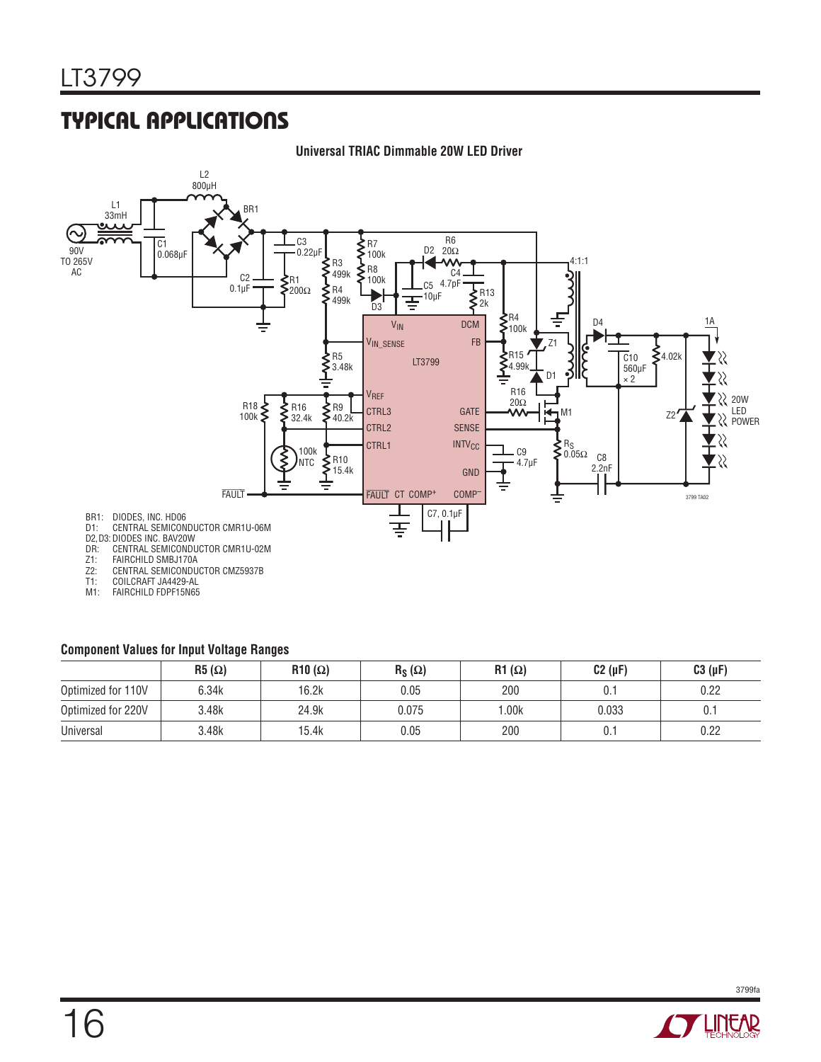## TYPICAL APPLICATIONS

**Universal TRIAC Dimmable 20W LED Driver**

BR1: DIODES, INC. HD06
D1: CENTRAL SEMICONDUCTOR CMR1U-06M
D2, D3: DIODES INC. BAV20W
DR: CENTRAL SEMICONDUCTOR CMR1U-02M
Z1: FAIRCHILD SMBJ170A
Z2: CENTRAL SEMICONDUCTOR CMZ5937B
T1: COILCRAFT JA4429-AL
M1: FAIRCHILD FDPF15N65

**Component Values for Input Voltage Ranges**

| | R5 (Ω) | R10 (Ω) | $R_S$ (Ω) | R1 (Ω) | C2 (µF) | C3 (µF) |
|---|---|---|---|---|---|---|
| Optimized for 110V | 6.34k | 16.2k | 0.05 | 200 | 0.1 | 0.22 |
| Optimized for 220V | 3.48k | 24.9k | 0.075 | 1.00k | 0.033 | 0.1 |
| Universal | 3.48k | 15.4k | 0.05 | 200 | 0.1 | 0.22 |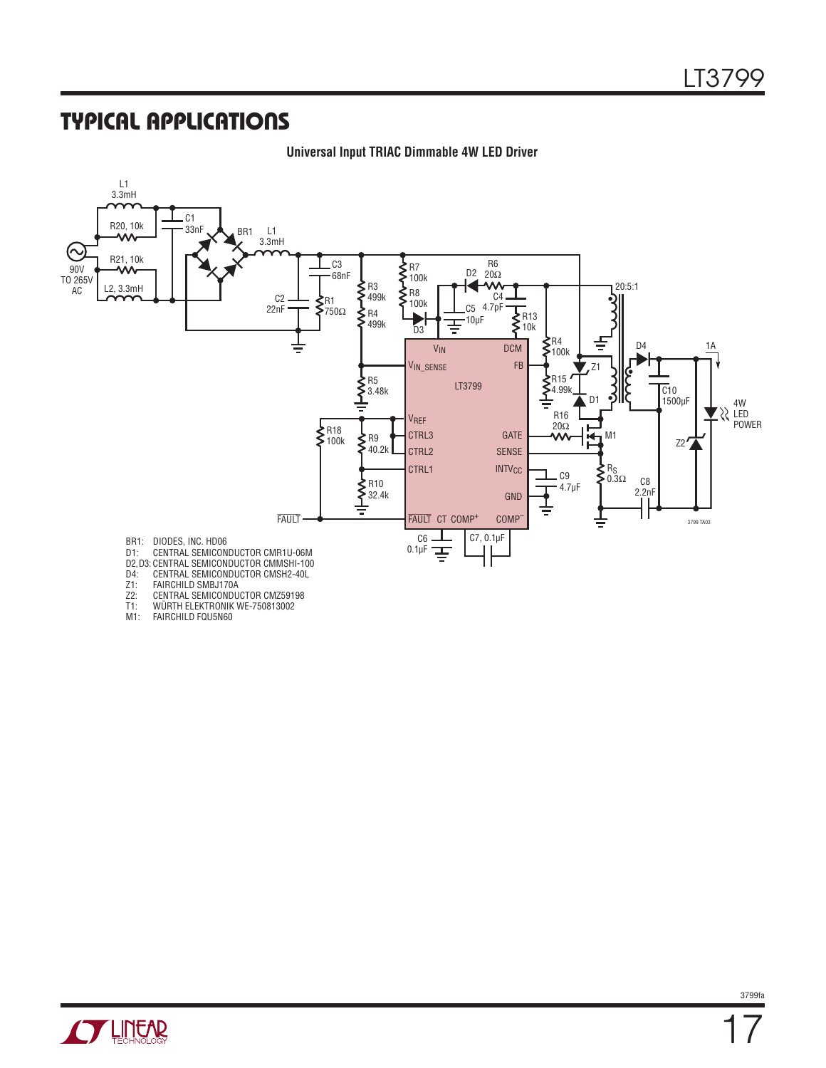## TYPICAL APPLICATIONS

**Universal Input TRIAC Dimmable 4W LED Driver**

BR1: DIODES, INC. HD06
D1: CENTRAL SEMICONDUCTOR CMR1U-06M
D2, D3: CENTRAL SEMICONDUCTOR CMMSHI-100
D4: CENTRAL SEMICONDUCTOR CMSH2-40L
Z1: FAIRCHILD SMBJ170A
Z2: CENTRAL SEMICONDUCTOR CMZ59198
T1: WÜRTH ELEKTRONIK WE-750813002
M1: FAIRCHILD FQU5N60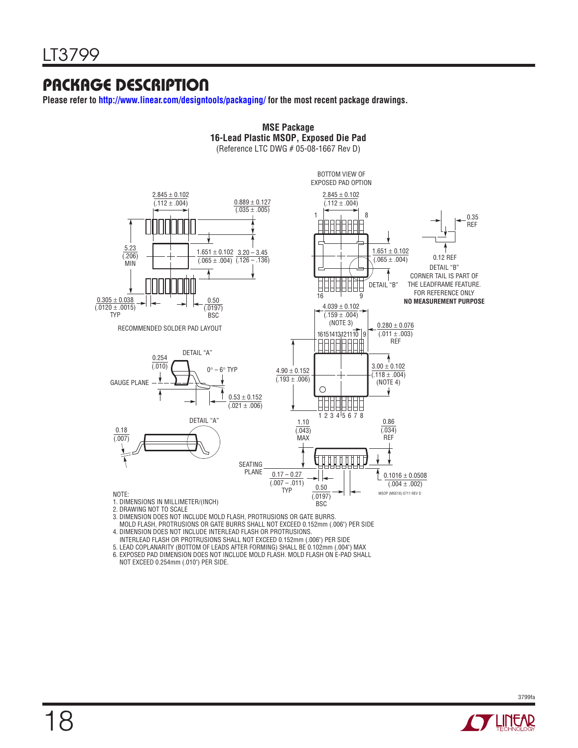## PACKAGE DESCRIPTION

**Please refer to http://www.linear.com/designtools/packaging/ for the most recent package drawings.**

**MSE Package**
**16-Lead Plastic MSOP, Exposed Die Pad**
(Reference LTC DWG # 05-08-1667 Rev D)

BOTTOM VIEW OF EXPOSED PAD OPTION

2.845 ± 0.102 (.112 ± .004)

0.889 ± 0.127 (.035 ± .005)

5.23 (.206) MIN

1.651 ± 0.102 (.065 ± .004)

3.20 – 3.45 (.126 – .136)

0.305 ± 0.038 (.0120 ± .0015) TYP

0.50 (.0197) BSC

RECOMMENDED SOLDER PAD LAYOUT

0.35 REF

0.12 REF

DETAIL "B"

CORNER TAIL IS PART OF THE LEADFRAME FEATURE. FOR REFERENCE ONLY

**NO MEASUREMENT PURPOSE**

4.039 ± 0.102 (.159 ± .004) (NOTE 3)

0.280 ± 0.076 (.011 ± .003) REF

DETAIL "A"

0.254 (.010)

0° – 6° TYP

GAUGE PLANE

0.53 ± 0.152 (.021 ± .006)

4.90 ± 0.152 (.193 ± .006)

3.00 ± 0.102 (.118 ± .004) (NOTE 4)

0.18 (.007)

SEATING PLANE

1.10 (.043) MAX

0.86 (.034) REF

0.17 – 0.27 (.007 – .011) TYP

0.50 (.0197) BSC

0.1016 ± 0.0508 (.004 ± .002)

MSOP (MSE16) 0711 REV D

NOTE:
1. DIMENSIONS IN MILLIMETER/(INCH)
2. DRAWING NOT TO SCALE
3. DIMENSION DOES NOT INCLUDE MOLD FLASH, PROTRUSIONS OR GATE BURRS. MOLD FLASH, PROTRUSIONS OR GATE BURRS SHALL NOT EXCEED 0.152mm (.006") PER SIDE
4. DIMENSION DOES NOT INCLUDE INTERLEAD FLASH OR PROTRUSIONS. INTERLEAD FLASH OR PROTRUSIONS SHALL NOT EXCEED 0.152mm (.006") PER SIDE
5. LEAD COPLANARITY (BOTTOM OF LEADS AFTER FORMING) SHALL BE 0.102mm (.004") MAX
6. EXPOSED PAD DIMENSION DOES NOT INCLUDE MOLD FLASH. MOLD FLASH ON E-PAD SHALL NOT EXCEED 0.254mm (.010") PER SIDE.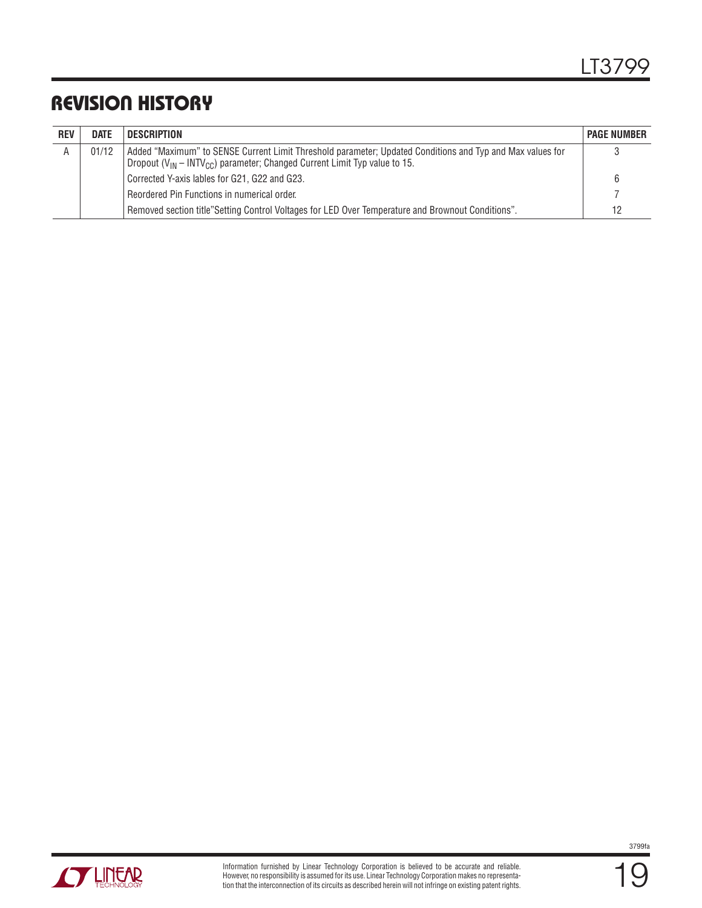# REVISION HISTORY

| REV | DATE | DESCRIPTION | PAGE NUMBER |
|---|---|---|---|
| A | 01/12 | Added "Maximum" to SENSE Current Limit Threshold parameter; Updated Conditions and Typ and Max values for Dropout ($V_{IN}$ – $INTV_{CC}$) parameter; Changed Current Limit Typ value to 15. | 3 |
| | | Corrected Y-axis lables for G21, G22 and G23. | 6 |
| | | Reordered Pin Functions in numerical order. | 7 |
| | | Removed section title"Setting Control Voltages for LED Over Temperature and Brownout Conditions". | 12 |

Information furnished by Linear Technology Corporation is believed to be accurate and reliable. However, no responsibility is assumed for its use. Linear Technology Corporation makes no representation that the interconnection of its circuits as described herein will not infringe on existing patent rights.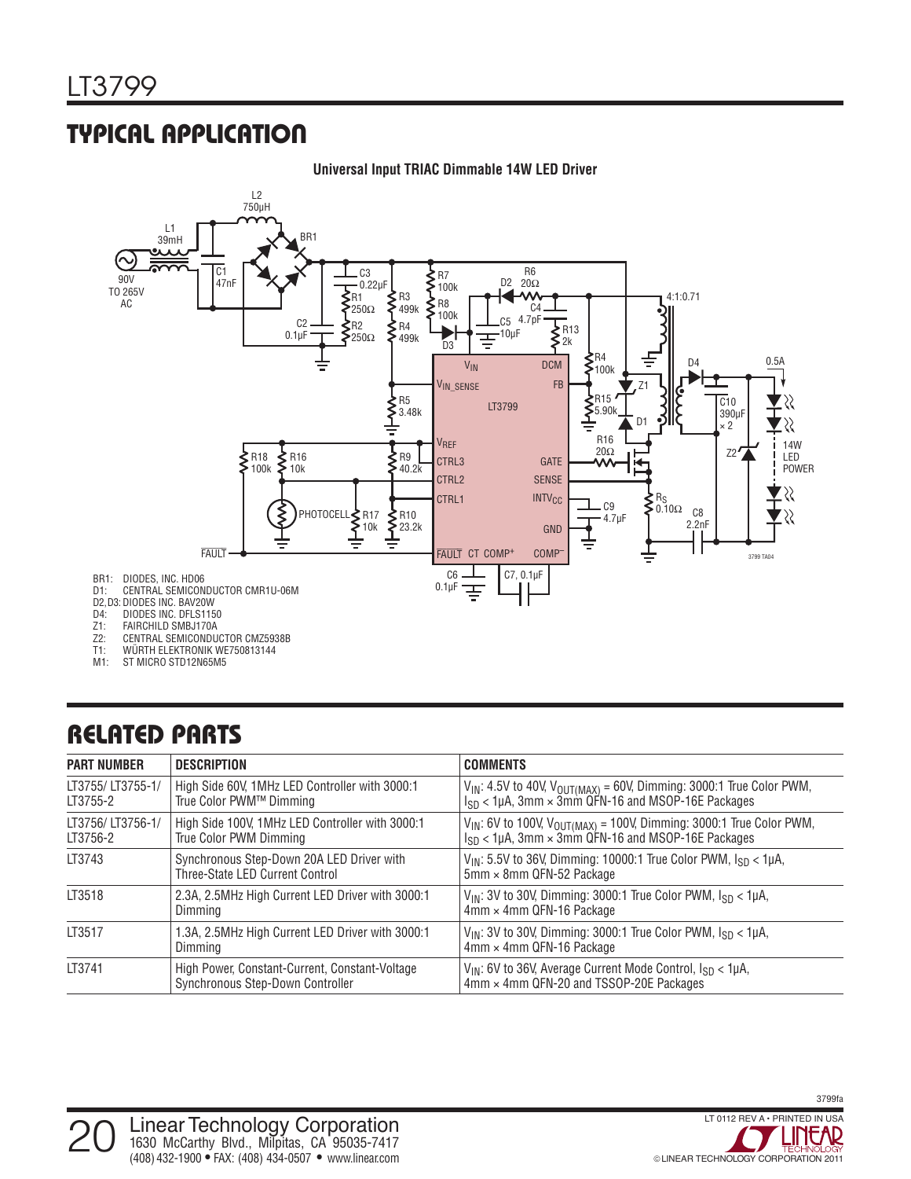## TYPICAL APPLICATION

**Universal Input TRIAC Dimmable 14W LED Driver**

BR1: DIODES, INC. HD06
D1: CENTRAL SEMICONDUCTOR CMR1U-06M
D2, D3: DIODES INC. BAV20W
D4: DIODES INC. DFLS1150
Z1: FAIRCHILD SMBJ170A
Z2: CENTRAL SEMICONDUCTOR CMZ5938B
T1: WÜRTH ELEKTRONIK WE750813144
M1: ST MICRO STD12N65M5

## RELATED PARTS

| PART NUMBER | DESCRIPTION | COMMENTS |
|---|---|---|
| LT3755/ LT3755-1/ LT3755-2 | High Side 60V, 1MHz LED Controller with 3000:1 True Color PWM™ Dimming | $V_{IN}$: 4.5V to 40V, $V_{OUT(MAX)}$ = 60V, Dimming: 3000:1 True Color PWM, $I_{SD}$ < 1µA, 3mm × 3mm QFN-16 and MSOP-16E Packages |
| LT3756/ LT3756-1/ LT3756-2 | High Side 100V, 1MHz LED Controller with 3000:1 True Color PWM Dimming | $V_{IN}$: 6V to 100V, $V_{OUT(MAX)}$ = 100V, Dimming: 3000:1 True Color PWM, $I_{SD}$ < 1µA, 3mm × 3mm QFN-16 and MSOP-16E Packages |
| LT3743 | Synchronous Step-Down 20A LED Driver with Three-State LED Current Control | $V_{IN}$: 5.5V to 36V, Dimming: 10000:1 True Color PWM, $I_{SD}$ < 1µA, 5mm × 8mm QFN-52 Package |
| LT3518 | 2.3A, 2.5MHz High Current LED Driver with 3000:1 Dimming | $V_{IN}$: 3V to 30V, Dimming: 3000:1 True Color PWM, $I_{SD}$ < 1µA, 4mm × 4mm QFN-16 Package |
| LT3517 | 1.3A, 2.5MHz High Current LED Driver with 3000:1 Dimming | $V_{IN}$: 3V to 30V, Dimming: 3000:1 True Color PWM, $I_{SD}$ < 1µA, 4mm × 4mm QFN-16 Package |
| LT3741 | High Power, Constant-Current, Constant-Voltage Synchronous Step-Down Controller | $V_{IN}$: 6V to 36V, Average Current Mode Control, $I_{SD}$ < 1µA, 4mm × 4mm QFN-20 and TSSOP-20E Packages |

Linear Technology Corporation
1630 McCarthy Blvd., Milpitas, CA 95035-7417
(408) 432-1900 • FAX: (408) 434-0507 • www.linear.com

LT 0112 REV A • PRINTED IN USA
© LINEAR TECHNOLOGY CORPORATION 2011